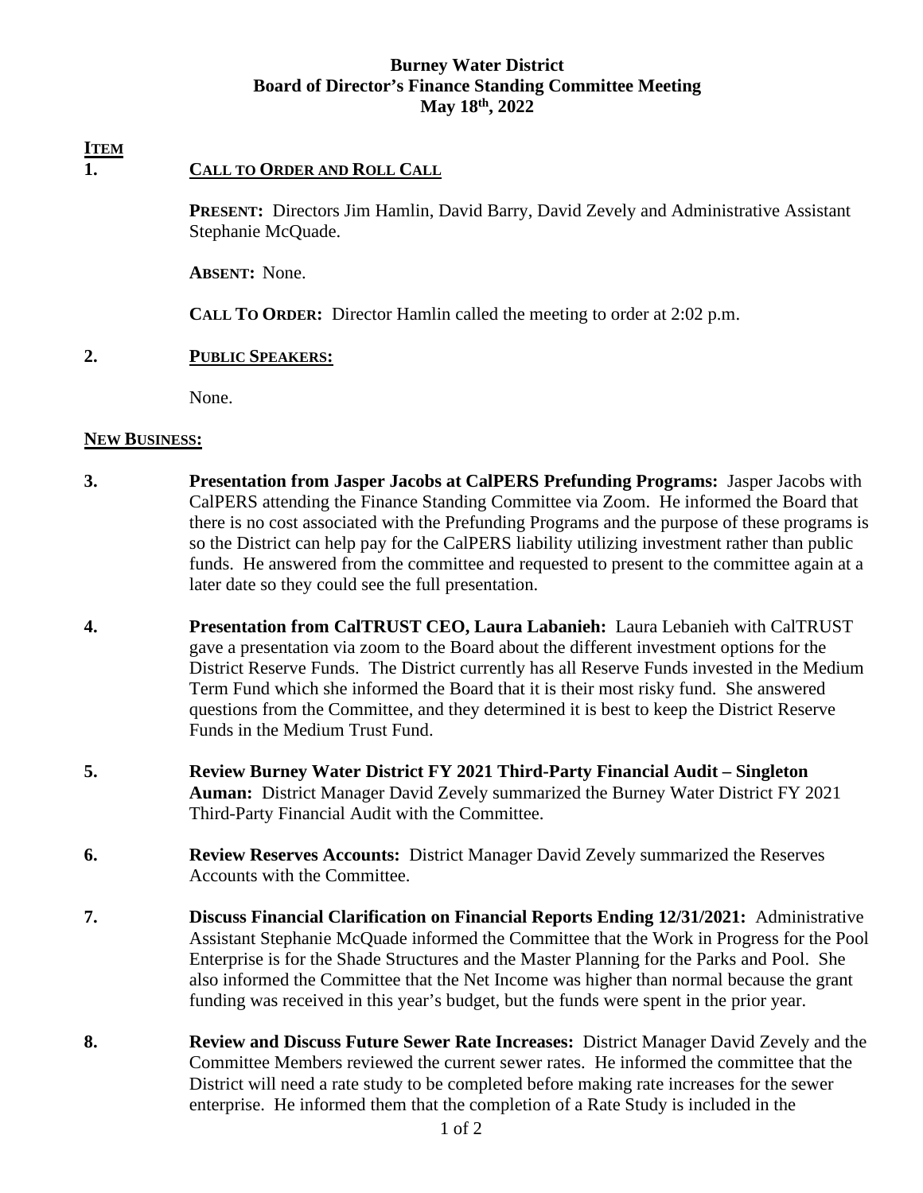**Burney Water District**
**Board of Director's Finance Standing Committee Meeting**
**May 18th, 2022**

**ITEM**

**1. CALL TO ORDER AND ROLL CALL**

**PRESENT:** Directors Jim Hamlin, David Barry, David Zevely and Administrative Assistant Stephanie McQuade.

**ABSENT:** None.

**CALL TO ORDER:** Director Hamlin called the meeting to order at 2:02 p.m.

**2. PUBLIC SPEAKERS:**

None.

**NEW BUSINESS:**

**3. Presentation from Jasper Jacobs at CalPERS Prefunding Programs:** Jasper Jacobs with CalPERS attending the Finance Standing Committee via Zoom. He informed the Board that there is no cost associated with the Prefunding Programs and the purpose of these programs is so the District can help pay for the CalPERS liability utilizing investment rather than public funds. He answered from the committee and requested to present to the committee again at a later date so they could see the full presentation.

**4. Presentation from CalTRUST CEO, Laura Labanieh:** Laura Lebanieh with CalTRUST gave a presentation via zoom to the Board about the different investment options for the District Reserve Funds. The District currently has all Reserve Funds invested in the Medium Term Fund which she informed the Board that it is their most risky fund. She answered questions from the Committee, and they determined it is best to keep the District Reserve Funds in the Medium Trust Fund.

**5. Review Burney Water District FY 2021 Third-Party Financial Audit – Singleton Auman:** District Manager David Zevely summarized the Burney Water District FY 2021 Third-Party Financial Audit with the Committee.

**6. Review Reserves Accounts:** District Manager David Zevely summarized the Reserves Accounts with the Committee.

**7. Discuss Financial Clarification on Financial Reports Ending 12/31/2021:** Administrative Assistant Stephanie McQuade informed the Committee that the Work in Progress for the Pool Enterprise is for the Shade Structures and the Master Planning for the Parks and Pool. She also informed the Committee that the Net Income was higher than normal because the grant funding was received in this year's budget, but the funds were spent in the prior year.

**8. Review and Discuss Future Sewer Rate Increases:** District Manager David Zevely and the Committee Members reviewed the current sewer rates. He informed the committee that the District will need a rate study to be completed before making rate increases for the sewer enterprise. He informed them that the completion of a Rate Study is included in the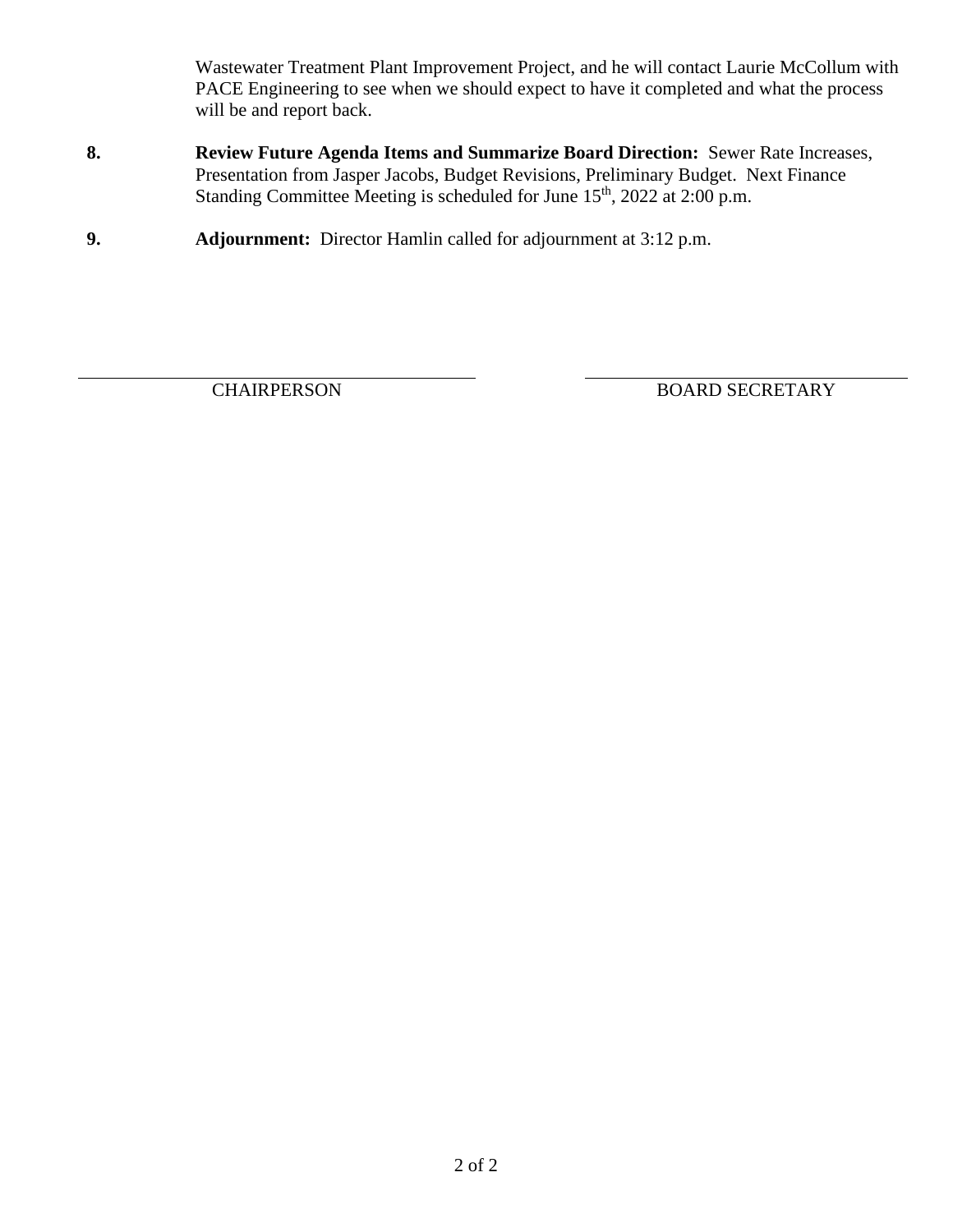Wastewater Treatment Plant Improvement Project, and he will contact Laurie McCollum with PACE Engineering to see when we should expect to have it completed and what the process will be and report back.

**8.** **Review Future Agenda Items and Summarize Board Direction:** Sewer Rate Increases, Presentation from Jasper Jacobs, Budget Revisions, Preliminary Budget. Next Finance Standing Committee Meeting is scheduled for June 15th, 2022 at 2:00 p.m.

**9.** **Adjournment:** Director Hamlin called for adjournment at 3:12 p.m.

| | |
|---|---|
| \_\_\_\_\_\_\_\_\_\_\_\_\_\_\_\_\_\_\_\_\_\_\_\_\_\_\_\_ | \_\_\_\_\_\_\_\_\_\_\_\_\_\_\_\_\_\_\_\_\_\_\_\_\_\_\_\_ |
| CHAIRPERSON | BOARD SECRETARY |